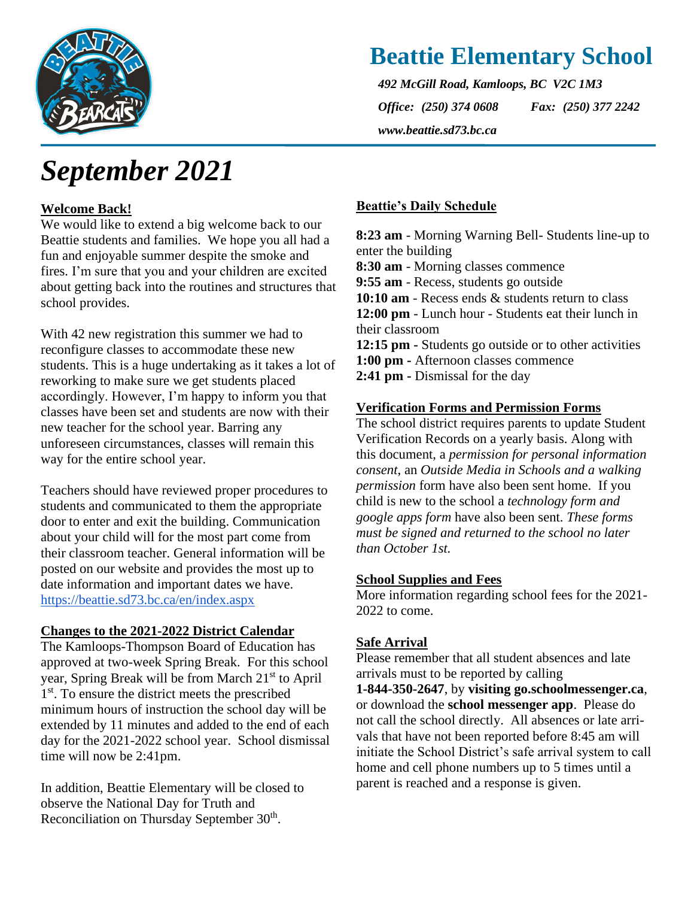# Beattie Elementary School

*492 McGill Road, Kamloops, BC V2C 1M3*

*Office: (250) 374 0608 Fax: (250) 377 2242*

*www.beattie.sd73.bc.ca*

# *September 2021*

## Welcome Back!

We would like to extend a big welcome back to our Beattie students and families. We hope you all had a fun and enjoyable summer despite the smoke and fires. I'm sure that you and your children are excited about getting back into the routines and structures that school provides.

With 42 new registration this summer we had to reconfigure classes to accommodate these new students. This is a huge undertaking as it takes a lot of reworking to make sure we get students placed accordingly. However, I'm happy to inform you that classes have been set and students are now with their new teacher for the school year. Barring any unforeseen circumstances, classes will remain this way for the entire school year.

Teachers should have reviewed proper procedures to students and communicated to them the appropriate door to enter and exit the building. Communication about your child will for the most part come from their classroom teacher. General information will be posted on our website and provides the most up to date information and important dates we have. https://beattie.sd73.bc.ca/en/index.aspx

## Changes to the 2021-2022 District Calendar

The Kamloops-Thompson Board of Education has approved at two-week Spring Break. For this school year, Spring Break will be from March 21st to April 1st. To ensure the district meets the prescribed minimum hours of instruction the school day will be extended by 11 minutes and added to the end of each day for the 2021-2022 school year. School dismissal time will now be 2:41pm.

In addition, Beattie Elementary will be closed to observe the National Day for Truth and Reconciliation on Thursday September 30th.

## Beattie's Daily Schedule

**8:23 am** - Morning Warning Bell- Students line-up to enter the building
**8:30 am** - Morning classes commence
**9:55 am** - Recess, students go outside
**10:10 am** - Recess ends & students return to class
**12:00 pm** - Lunch hour - Students eat their lunch in their classroom
**12:15 pm -** Students go outside or to other activities
**1:00 pm -** Afternoon classes commence
**2:41 pm -** Dismissal for the day

## Verification Forms and Permission Forms

The school district requires parents to update Student Verification Records on a yearly basis. Along with this document, a *permission for personal information consent*, an *Outside Media in Schools and a walking permission* form have also been sent home. If you child is new to the school a *technology form and google apps form* have also been sent. *These forms must be signed and returned to the school no later than October 1st.*

## School Supplies and Fees

More information regarding school fees for the 2021-2022 to come.

## Safe Arrival

Please remember that all student absences and late arrivals must to be reported by calling **1-844-350-2647**, by **visiting go.schoolmessenger.ca**, or download the **school messenger app**. Please do not call the school directly. All absences or late arrivals that have not been reported before 8:45 am will initiate the School District's safe arrival system to call home and cell phone numbers up to 5 times until a parent is reached and a response is given.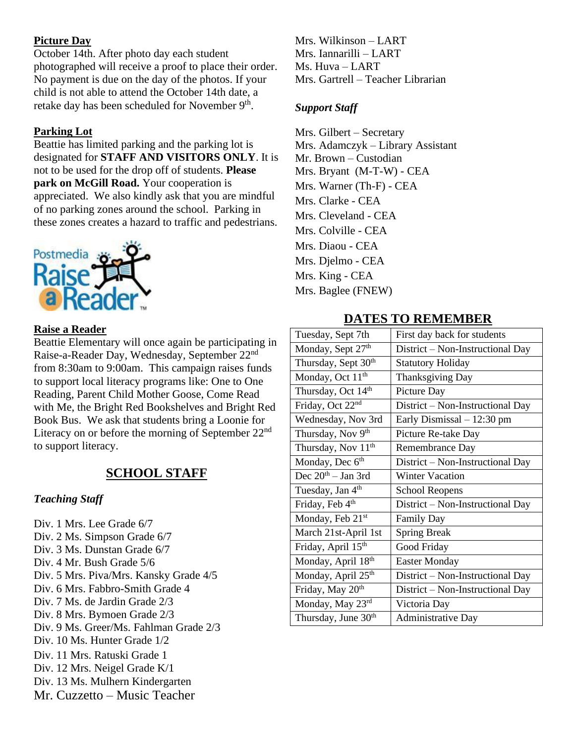**Picture Day**

October 14th. After photo day each student photographed will receive a proof to place their order. No payment is due on the day of the photos. If your child is not able to attend the October 14th date, a retake day has been scheduled for November 9th.

**Parking Lot**

Beattie has limited parking and the parking lot is designated for **STAFF AND VISITORS ONLY**. It is not to be used for the drop off of students. **Please park on McGill Road.** Your cooperation is appreciated. We also kindly ask that you are mindful of no parking zones around the school. Parking in these zones creates a hazard to traffic and pedestrians.

Postmedia Raise a Reader

**Raise a Reader**

Beattie Elementary will once again be participating in Raise-a-Reader Day, Wednesday, September 22nd from 8:30am to 9:00am. This campaign raises funds to support local literacy programs like: One to One Reading, Parent Child Mother Goose, Come Read with Me, the Bright Red Bookshelves and Bright Red Book Bus. We ask that students bring a Loonie for Literacy on or before the morning of September 22nd to support literacy.

## SCHOOL STAFF

### *Teaching Staff*

Div. 1 Mrs. Lee Grade 6/7
Div. 2 Ms. Simpson Grade 6/7
Div. 3 Ms. Dunstan Grade 6/7
Div. 4 Mr. Bush Grade 5/6
Div. 5 Mrs. Piva/Mrs. Kansky Grade 4/5
Div. 6 Mrs. Fabbro-Smith Grade 4
Div. 7 Ms. de Jardin Grade 2/3
Div. 8 Mrs. Bymoen Grade 2/3
Div. 9 Ms. Greer/Ms. Fahlman Grade 2/3
Div. 10 Ms. Hunter Grade 1/2
Div. 11 Mrs. Ratuski Grade 1
Div. 12 Mrs. Neigel Grade K/1
Div. 13 Ms. Mulhern Kindergarten
Mr. Cuzzetto – Music Teacher
Mrs. Wilkinson – LART
Mrs. Iannarilli – LART
Ms. Huva – LART
Mrs. Gartrell – Teacher Librarian

### *Support Staff*

Mrs. Gilbert – Secretary
Mrs. Adamczyk – Library Assistant
Mr. Brown – Custodian
Mrs. Bryant (M-T-W) - CEA
Mrs. Warner (Th-F) - CEA
Mrs. Clarke - CEA
Mrs. Cleveland - CEA
Mrs. Colville - CEA
Mrs. Diaou - CEA
Mrs. Djelmo - CEA
Mrs. King - CEA
Mrs. Baglee (FNEW)

## DATES TO REMEMBER

| | |
|---|---|
| Tuesday, Sept 7th | First day back for students |
| Monday, Sept 27th | District – Non-Instructional Day |
| Thursday, Sept 30th | Statutory Holiday |
| Monday, Oct 11th | Thanksgiving Day |
| Thursday, Oct 14th | Picture Day |
| Friday, Oct 22nd | District – Non-Instructional Day |
| Wednesday, Nov 3rd | Early Dismissal – 12:30 pm |
| Thursday, Nov 9th | Picture Re-take Day |
| Thursday, Nov 11th | Remembrance Day |
| Monday, Dec 6th | District – Non-Instructional Day |
| Dec 20th – Jan 3rd | Winter Vacation |
| Tuesday, Jan 4th | School Reopens |
| Friday, Feb 4th | District – Non-Instructional Day |
| Monday, Feb 21st | Family Day |
| March 21st-April 1st | Spring Break |
| Friday, April 15th | Good Friday |
| Monday, April 18th | Easter Monday |
| Monday, April 25th | District – Non-Instructional Day |
| Friday, May 20th | District – Non-Instructional Day |
| Monday, May 23rd | Victoria Day |
| Thursday, June 30th | Administrative Day |